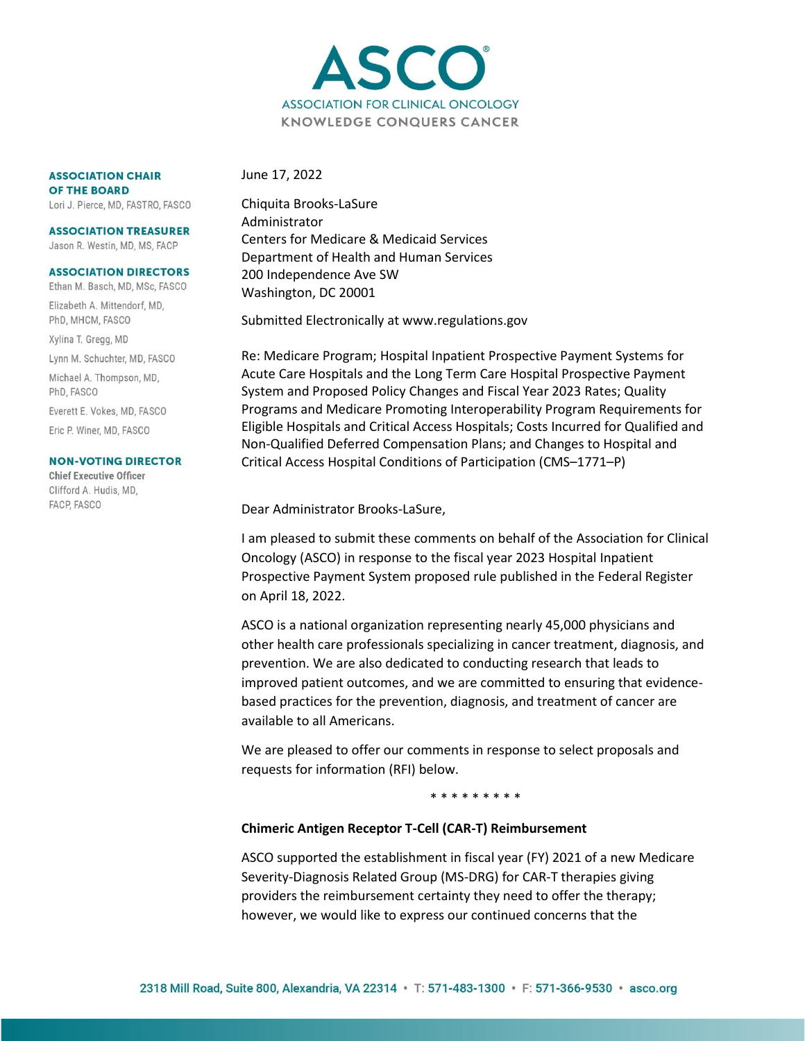ASCO®

ASSOCIATION FOR CLINICAL ONCOLOGY

KNOWLEDGE CONQUERS CANCER

**ASSOCIATION CHAIR OF THE BOARD**
Lori J. Pierce, MD, FASTRO, FASCO

**ASSOCIATION TREASURER**
Jason R. Westin, MD, MS, FACP

**ASSOCIATION DIRECTORS**
Ethan M. Basch, MD, MSc, FASCO
Elizabeth A. Mittendorf, MD, PhD, MHCM, FASCO
Xylina T. Gregg, MD
Lynn M. Schuchter, MD, FASCO
Michael A. Thompson, MD, PhD, FASCO
Everett E. Vokes, MD, FASCO
Eric P. Winer, MD, FASCO

**NON-VOTING DIRECTOR**
**Chief Executive Officer**
Clifford A. Hudis, MD, FACP, FASCO

June 17, 2022

Chiquita Brooks-LaSure
Administrator
Centers for Medicare & Medicaid Services
Department of Health and Human Services
200 Independence Ave SW
Washington, DC 20001

Submitted Electronically at www.regulations.gov

Re: Medicare Program; Hospital Inpatient Prospective Payment Systems for Acute Care Hospitals and the Long Term Care Hospital Prospective Payment System and Proposed Policy Changes and Fiscal Year 2023 Rates; Quality Programs and Medicare Promoting Interoperability Program Requirements for Eligible Hospitals and Critical Access Hospitals; Costs Incurred for Qualified and Non-Qualified Deferred Compensation Plans; and Changes to Hospital and Critical Access Hospital Conditions of Participation (CMS–1771–P)

Dear Administrator Brooks-LaSure,

I am pleased to submit these comments on behalf of the Association for Clinical Oncology (ASCO) in response to the fiscal year 2023 Hospital Inpatient Prospective Payment System proposed rule published in the Federal Register on April 18, 2022.

ASCO is a national organization representing nearly 45,000 physicians and other health care professionals specializing in cancer treatment, diagnosis, and prevention. We are also dedicated to conducting research that leads to improved patient outcomes, and we are committed to ensuring that evidence-based practices for the prevention, diagnosis, and treatment of cancer are available to all Americans.

We are pleased to offer our comments in response to select proposals and requests for information (RFI) below.

\* \* \* \* \* \* \* \* \*

**Chimeric Antigen Receptor T-Cell (CAR-T) Reimbursement**

ASCO supported the establishment in fiscal year (FY) 2021 of a new Medicare Severity-Diagnosis Related Group (MS-DRG) for CAR-T therapies giving providers the reimbursement certainty they need to offer the therapy; however, we would like to express our continued concerns that the

2318 Mill Road, Suite 800, Alexandria, VA 22314 • T: 571-483-1300 • F: 571-366-9530 • asco.org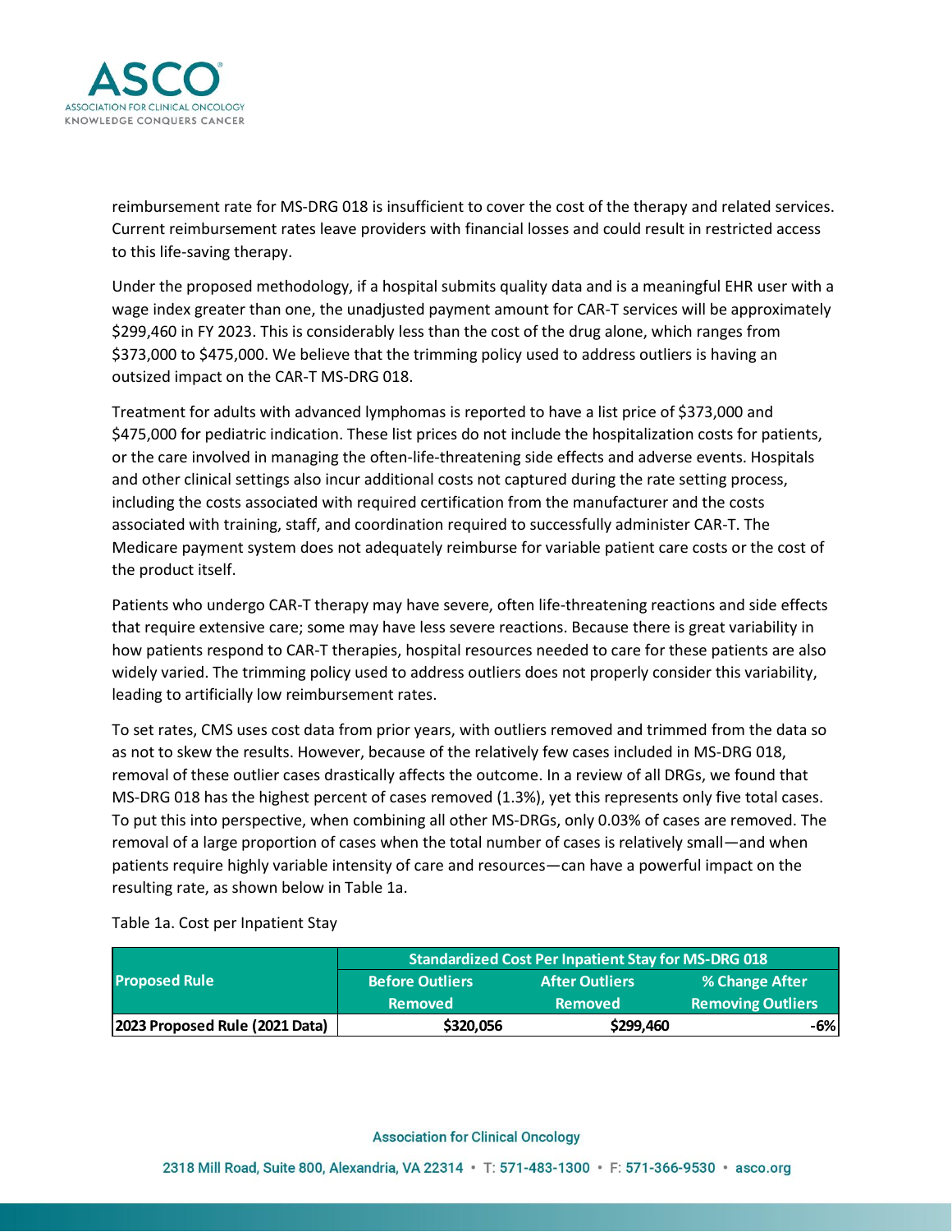reimbursement rate for MS-DRG 018 is insufficient to cover the cost of the therapy and related services. Current reimbursement rates leave providers with financial losses and could result in restricted access to this life-saving therapy.

Under the proposed methodology, if a hospital submits quality data and is a meaningful EHR user with a wage index greater than one, the unadjusted payment amount for CAR-T services will be approximately $299,460 in FY 2023. This is considerably less than the cost of the drug alone, which ranges from $373,000 to $475,000. We believe that the trimming policy used to address outliers is having an outsized impact on the CAR-T MS-DRG 018.

Treatment for adults with advanced lymphomas is reported to have a list price of $373,000 and $475,000 for pediatric indication. These list prices do not include the hospitalization costs for patients, or the care involved in managing the often-life-threatening side effects and adverse events. Hospitals and other clinical settings also incur additional costs not captured during the rate setting process, including the costs associated with required certification from the manufacturer and the costs associated with training, staff, and coordination required to successfully administer CAR-T. The Medicare payment system does not adequately reimburse for variable patient care costs or the cost of the product itself.

Patients who undergo CAR-T therapy may have severe, often life-threatening reactions and side effects that require extensive care; some may have less severe reactions. Because there is great variability in how patients respond to CAR-T therapies, hospital resources needed to care for these patients are also widely varied. The trimming policy used to address outliers does not properly consider this variability, leading to artificially low reimbursement rates.

To set rates, CMS uses cost data from prior years, with outliers removed and trimmed from the data so as not to skew the results. However, because of the relatively few cases included in MS-DRG 018, removal of these outlier cases drastically affects the outcome. In a review of all DRGs, we found that MS-DRG 018 has the highest percent of cases removed (1.3%), yet this represents only five total cases. To put this into perspective, when combining all other MS-DRGs, only 0.03% of cases are removed. The removal of a large proportion of cases when the total number of cases is relatively small—and when patients require highly variable intensity of care and resources—can have a powerful impact on the resulting rate, as shown below in Table 1a.

Table 1a. Cost per Inpatient Stay

| Proposed Rule | Standardized Cost Per Inpatient Stay for MS-DRG 018 | | |
|---|---|---|---|
| | Before Outliers Removed | After Outliers Removed | % Change After Removing Outliers |
| **2023 Proposed Rule (2021 Data)** | **$320,056** | **$299,460** | **-6%** |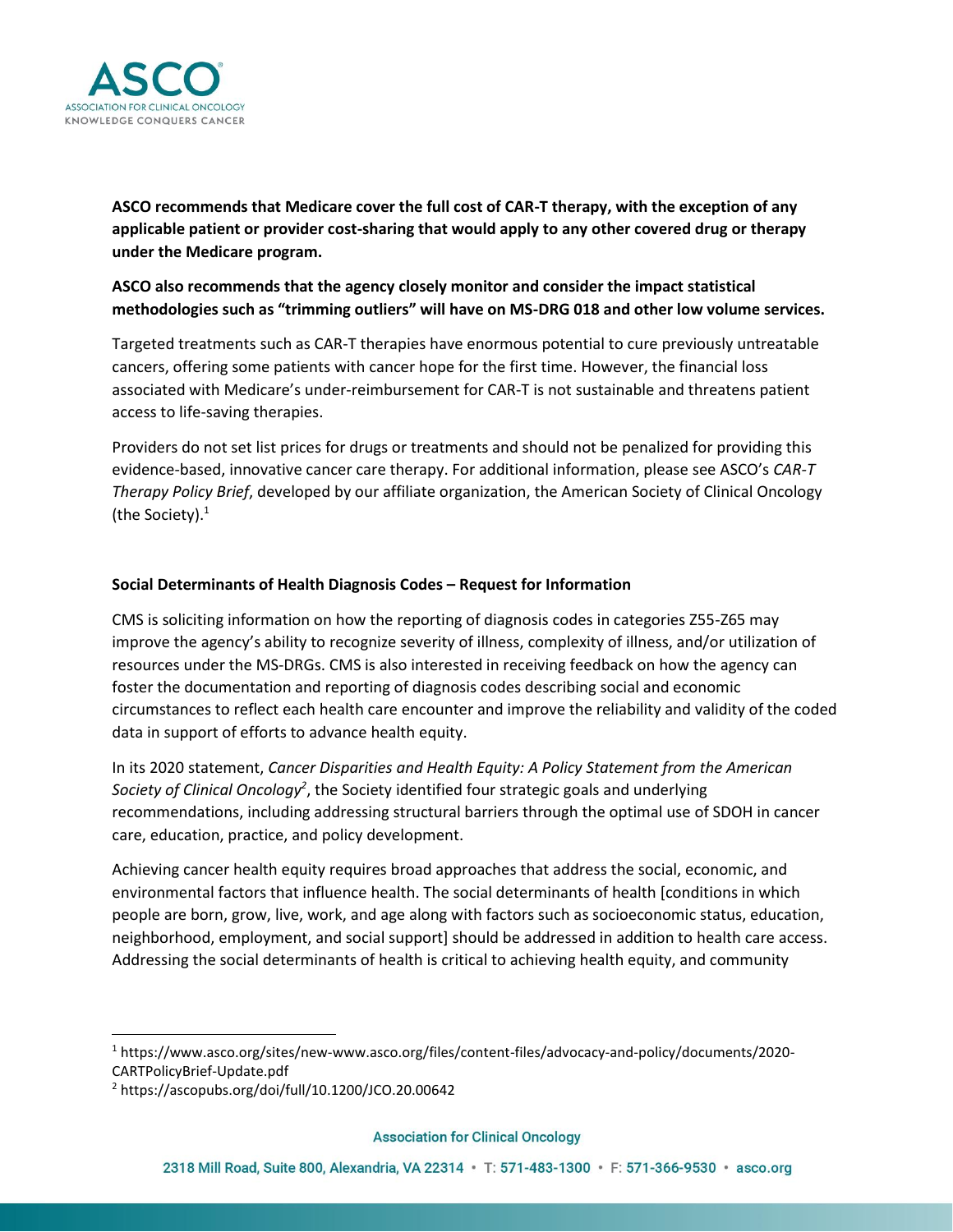**ASCO recommends that Medicare cover the full cost of CAR-T therapy, with the exception of any applicable patient or provider cost-sharing that would apply to any other covered drug or therapy under the Medicare program.**

**ASCO also recommends that the agency closely monitor and consider the impact statistical methodologies such as "trimming outliers" will have on MS-DRG 018 and other low volume services.**

Targeted treatments such as CAR-T therapies have enormous potential to cure previously untreatable cancers, offering some patients with cancer hope for the first time. However, the financial loss associated with Medicare's under-reimbursement for CAR-T is not sustainable and threatens patient access to life-saving therapies.

Providers do not set list prices for drugs or treatments and should not be penalized for providing this evidence-based, innovative cancer care therapy. For additional information, please see ASCO's *CAR-T Therapy Policy Brief*, developed by our affiliate organization, the American Society of Clinical Oncology (the Society).[1]

**Social Determinants of Health Diagnosis Codes – Request for Information**

CMS is soliciting information on how the reporting of diagnosis codes in categories Z55-Z65 may improve the agency's ability to recognize severity of illness, complexity of illness, and/or utilization of resources under the MS-DRGs. CMS is also interested in receiving feedback on how the agency can foster the documentation and reporting of diagnosis codes describing social and economic circumstances to reflect each health care encounter and improve the reliability and validity of the coded data in support of efforts to advance health equity.

In its 2020 statement, *Cancer Disparities and Health Equity: A Policy Statement from the American Society of Clinical Oncology*[2], the Society identified four strategic goals and underlying recommendations, including addressing structural barriers through the optimal use of SDOH in cancer care, education, practice, and policy development.

Achieving cancer health equity requires broad approaches that address the social, economic, and environmental factors that influence health. The social determinants of health [conditions in which people are born, grow, live, work, and age along with factors such as socioeconomic status, education, neighborhood, employment, and social support] should be addressed in addition to health care access. Addressing the social determinants of health is critical to achieving health equity, and community

[1] https://www.asco.org/sites/new-www.asco.org/files/content-files/advocacy-and-policy/documents/2020-CARTPolicyBrief-Update.pdf

[2] https://ascopubs.org/doi/full/10.1200/JCO.20.00642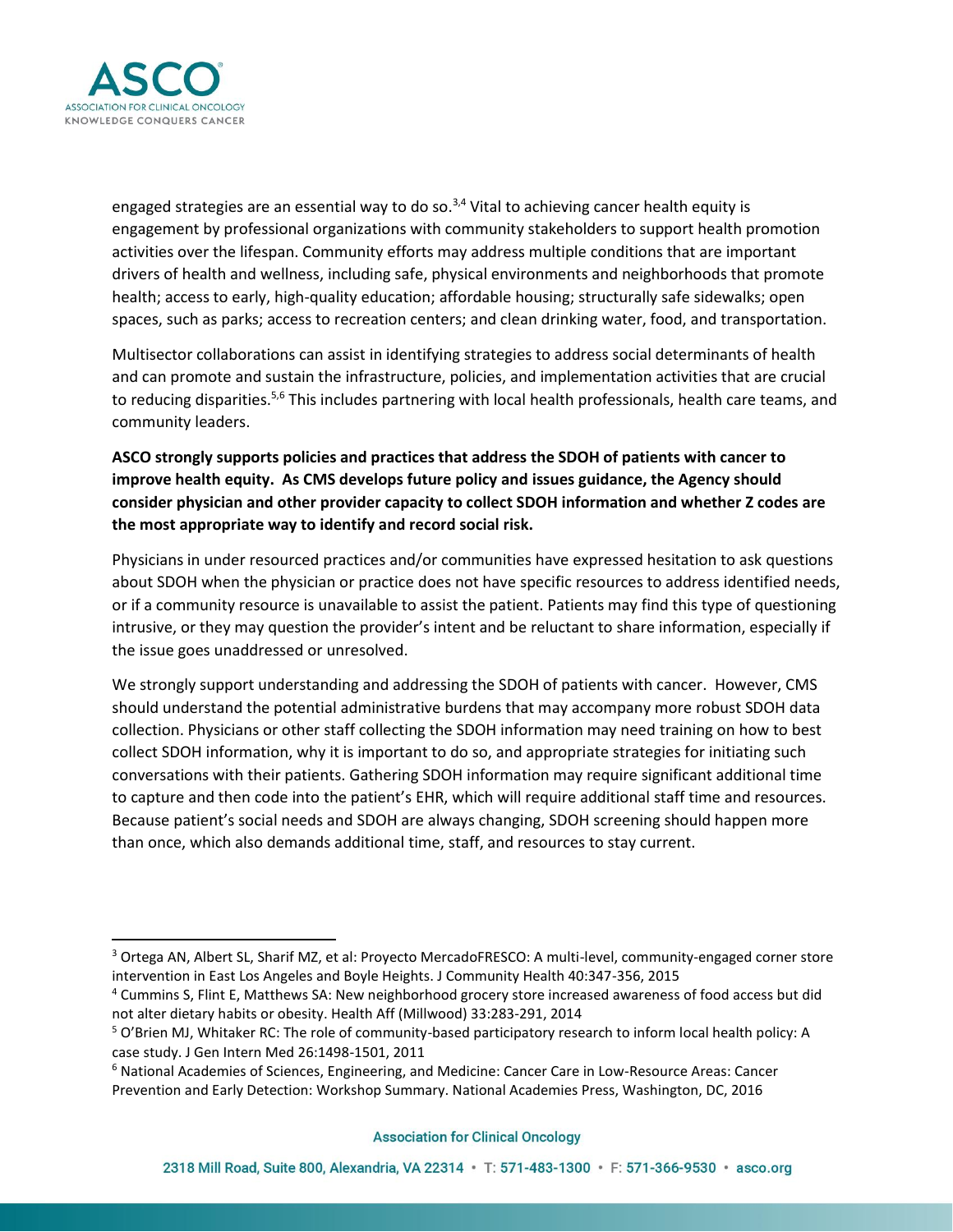engaged strategies are an essential way to do so.[3,4] Vital to achieving cancer health equity is engagement by professional organizations with community stakeholders to support health promotion activities over the lifespan. Community efforts may address multiple conditions that are important drivers of health and wellness, including safe, physical environments and neighborhoods that promote health; access to early, high-quality education; affordable housing; structurally safe sidewalks; open spaces, such as parks; access to recreation centers; and clean drinking water, food, and transportation.

Multisector collaborations can assist in identifying strategies to address social determinants of health and can promote and sustain the infrastructure, policies, and implementation activities that are crucial to reducing disparities.[5,6] This includes partnering with local health professionals, health care teams, and community leaders.

**ASCO strongly supports policies and practices that address the SDOH of patients with cancer to improve health equity. As CMS develops future policy and issues guidance, the Agency should consider physician and other provider capacity to collect SDOH information and whether Z codes are the most appropriate way to identify and record social risk.**

Physicians in under resourced practices and/or communities have expressed hesitation to ask questions about SDOH when the physician or practice does not have specific resources to address identified needs, or if a community resource is unavailable to assist the patient. Patients may find this type of questioning intrusive, or they may question the provider's intent and be reluctant to share information, especially if the issue goes unaddressed or unresolved.

We strongly support understanding and addressing the SDOH of patients with cancer. However, CMS should understand the potential administrative burdens that may accompany more robust SDOH data collection. Physicians or other staff collecting the SDOH information may need training on how to best collect SDOH information, why it is important to do so, and appropriate strategies for initiating such conversations with their patients. Gathering SDOH information may require significant additional time to capture and then code into the patient's EHR, which will require additional staff time and resources. Because patient's social needs and SDOH are always changing, SDOH screening should happen more than once, which also demands additional time, staff, and resources to stay current.

---

[3] Ortega AN, Albert SL, Sharif MZ, et al: Proyecto MercadoFRESCO: A multi-level, community-engaged corner store intervention in East Los Angeles and Boyle Heights. J Community Health 40:347-356, 2015

[4] Cummins S, Flint E, Matthews SA: New neighborhood grocery store increased awareness of food access but did not alter dietary habits or obesity. Health Aff (Millwood) 33:283-291, 2014

[5] O'Brien MJ, Whitaker RC: The role of community-based participatory research to inform local health policy: A case study. J Gen Intern Med 26:1498-1501, 2011

[6] National Academies of Sciences, Engineering, and Medicine: Cancer Care in Low-Resource Areas: Cancer Prevention and Early Detection: Workshop Summary. National Academies Press, Washington, DC, 2016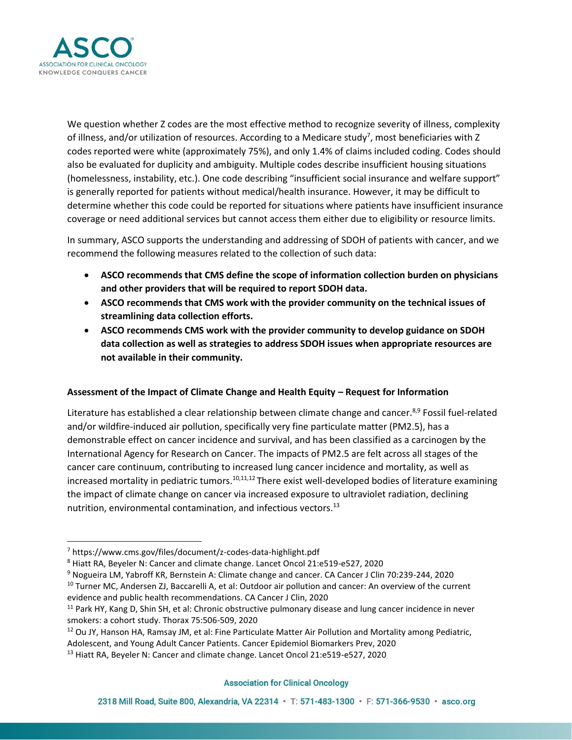We question whether Z codes are the most effective method to recognize severity of illness, complexity of illness, and/or utilization of resources. According to a Medicare study[7], most beneficiaries with Z codes reported were white (approximately 75%), and only 1.4% of claims included coding. Codes should also be evaluated for duplicity and ambiguity. Multiple codes describe insufficient housing situations (homelessness, instability, etc.). One code describing "insufficient social insurance and welfare support" is generally reported for patients without medical/health insurance. However, it may be difficult to determine whether this code could be reported for situations where patients have insufficient insurance coverage or need additional services but cannot access them either due to eligibility or resource limits.

In summary, ASCO supports the understanding and addressing of SDOH of patients with cancer, and we recommend the following measures related to the collection of such data:

- **ASCO recommends that CMS define the scope of information collection burden on physicians and other providers that will be required to report SDOH data.**
- **ASCO recommends that CMS work with the provider community on the technical issues of streamlining data collection efforts.**
- **ASCO recommends CMS work with the provider community to develop guidance on SDOH data collection as well as strategies to address SDOH issues when appropriate resources are not available in their community.**

**Assessment of the Impact of Climate Change and Health Equity – Request for Information**

Literature has established a clear relationship between climate change and cancer.[8,9] Fossil fuel-related and/or wildfire-induced air pollution, specifically very fine particulate matter (PM2.5), has a demonstrable effect on cancer incidence and survival, and has been classified as a carcinogen by the International Agency for Research on Cancer. The impacts of PM2.5 are felt across all stages of the cancer care continuum, contributing to increased lung cancer incidence and mortality, as well as increased mortality in pediatric tumors.[10,11,12] There exist well-developed bodies of literature examining the impact of climate change on cancer via increased exposure to ultraviolet radiation, declining nutrition, environmental contamination, and infectious vectors.[13]

---

[7] https://www.cms.gov/files/document/z-codes-data-highlight.pdf

[8] Hiatt RA, Beyeler N: Cancer and climate change. Lancet Oncol 21:e519-e527, 2020

[9] Nogueira LM, Yabroff KR, Bernstein A: Climate change and cancer. CA Cancer J Clin 70:239-244, 2020

[10] Turner MC, Andersen ZJ, Baccarelli A, et al: Outdoor air pollution and cancer: An overview of the current evidence and public health recommendations. CA Cancer J Clin, 2020

[11] Park HY, Kang D, Shin SH, et al: Chronic obstructive pulmonary disease and lung cancer incidence in never smokers: a cohort study. Thorax 75:506-509, 2020

[12] Ou JY, Hanson HA, Ramsay JM, et al: Fine Particulate Matter Air Pollution and Mortality among Pediatric, Adolescent, and Young Adult Cancer Patients. Cancer Epidemiol Biomarkers Prev, 2020

[13] Hiatt RA, Beyeler N: Cancer and climate change. Lancet Oncol 21:e519-e527, 2020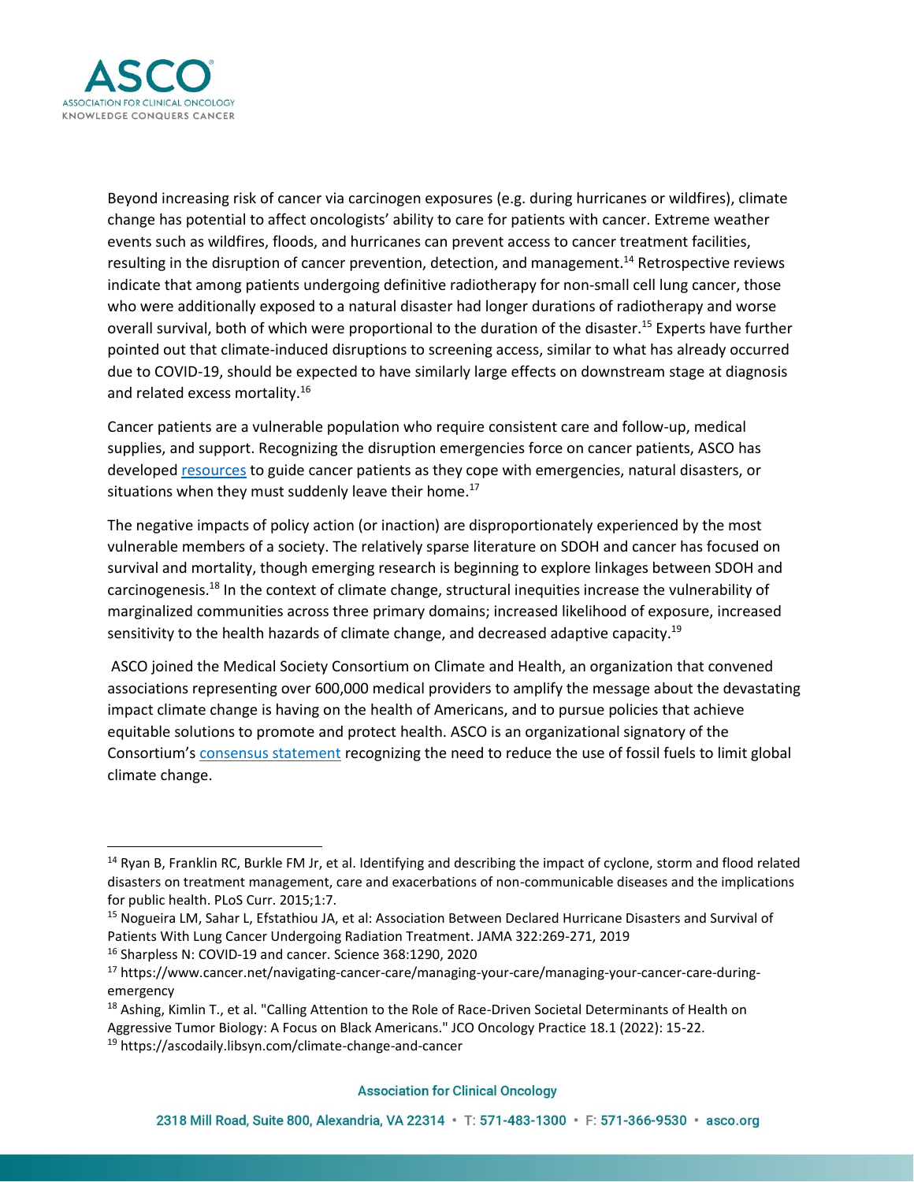Beyond increasing risk of cancer via carcinogen exposures (e.g. during hurricanes or wildfires), climate change has potential to affect oncologists' ability to care for patients with cancer. Extreme weather events such as wildfires, floods, and hurricanes can prevent access to cancer treatment facilities, resulting in the disruption of cancer prevention, detection, and management.[14] Retrospective reviews indicate that among patients undergoing definitive radiotherapy for non-small cell lung cancer, those who were additionally exposed to a natural disaster had longer durations of radiotherapy and worse overall survival, both of which were proportional to the duration of the disaster.[15] Experts have further pointed out that climate-induced disruptions to screening access, similar to what has already occurred due to COVID-19, should be expected to have similarly large effects on downstream stage at diagnosis and related excess mortality.[16]

Cancer patients are a vulnerable population who require consistent care and follow-up, medical supplies, and support. Recognizing the disruption emergencies force on cancer patients, ASCO has developed resources to guide cancer patients as they cope with emergencies, natural disasters, or situations when they must suddenly leave their home.[17]

The negative impacts of policy action (or inaction) are disproportionately experienced by the most vulnerable members of a society. The relatively sparse literature on SDOH and cancer has focused on survival and mortality, though emerging research is beginning to explore linkages between SDOH and carcinogenesis.[18] In the context of climate change, structural inequities increase the vulnerability of marginalized communities across three primary domains; increased likelihood of exposure, increased sensitivity to the health hazards of climate change, and decreased adaptive capacity.[19]

ASCO joined the Medical Society Consortium on Climate and Health, an organization that convened associations representing over 600,000 medical providers to amplify the message about the devastating impact climate change is having on the health of Americans, and to pursue policies that achieve equitable solutions to promote and protect health. ASCO is an organizational signatory of the Consortium's consensus statement recognizing the need to reduce the use of fossil fuels to limit global climate change.

---

[14] Ryan B, Franklin RC, Burkle FM Jr, et al. Identifying and describing the impact of cyclone, storm and flood related disasters on treatment management, care and exacerbations of non-communicable diseases and the implications for public health. PLoS Curr. 2015;1:7.

[15] Nogueira LM, Sahar L, Efstathiou JA, et al: Association Between Declared Hurricane Disasters and Survival of Patients With Lung Cancer Undergoing Radiation Treatment. JAMA 322:269-271, 2019

[16] Sharpless N: COVID-19 and cancer. Science 368:1290, 2020

[17] https://www.cancer.net/navigating-cancer-care/managing-your-care/managing-your-cancer-care-during-emergency

[18] Ashing, Kimlin T., et al. "Calling Attention to the Role of Race-Driven Societal Determinants of Health on Aggressive Tumor Biology: A Focus on Black Americans." JCO Oncology Practice 18.1 (2022): 15-22.

[19] https://ascodaily.libsyn.com/climate-change-and-cancer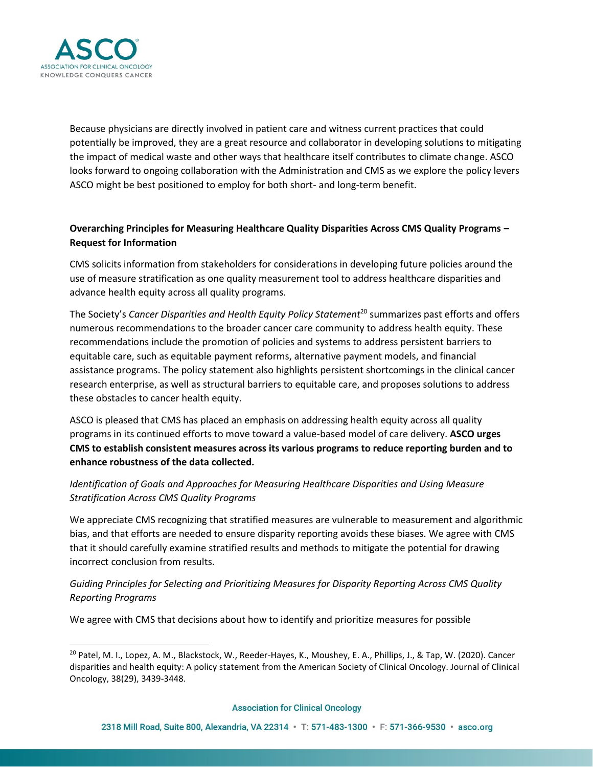Because physicians are directly involved in patient care and witness current practices that could potentially be improved, they are a great resource and collaborator in developing solutions to mitigating the impact of medical waste and other ways that healthcare itself contributes to climate change. ASCO looks forward to ongoing collaboration with the Administration and CMS as we explore the policy levers ASCO might be best positioned to employ for both short- and long-term benefit.

**Overarching Principles for Measuring Healthcare Quality Disparities Across CMS Quality Programs – Request for Information**

CMS solicits information from stakeholders for considerations in developing future policies around the use of measure stratification as one quality measurement tool to address healthcare disparities and advance health equity across all quality programs.

The Society's *Cancer Disparities and Health Equity Policy Statement*[20] summarizes past efforts and offers numerous recommendations to the broader cancer care community to address health equity. These recommendations include the promotion of policies and systems to address persistent barriers to equitable care, such as equitable payment reforms, alternative payment models, and financial assistance programs. The policy statement also highlights persistent shortcomings in the clinical cancer research enterprise, as well as structural barriers to equitable care, and proposes solutions to address these obstacles to cancer health equity.

ASCO is pleased that CMS has placed an emphasis on addressing health equity across all quality programs in its continued efforts to move toward a value-based model of care delivery. **ASCO urges CMS to establish consistent measures across its various programs to reduce reporting burden and to enhance robustness of the data collected.**

*Identification of Goals and Approaches for Measuring Healthcare Disparities and Using Measure Stratification Across CMS Quality Programs*

We appreciate CMS recognizing that stratified measures are vulnerable to measurement and algorithmic bias, and that efforts are needed to ensure disparity reporting avoids these biases. We agree with CMS that it should carefully examine stratified results and methods to mitigate the potential for drawing incorrect conclusion from results.

*Guiding Principles for Selecting and Prioritizing Measures for Disparity Reporting Across CMS Quality Reporting Programs*

We agree with CMS that decisions about how to identify and prioritize measures for possible

---

[20] Patel, M. I., Lopez, A. M., Blackstock, W., Reeder-Hayes, K., Moushey, E. A., Phillips, J., & Tap, W. (2020). Cancer disparities and health equity: A policy statement from the American Society of Clinical Oncology. Journal of Clinical Oncology, 38(29), 3439-3448.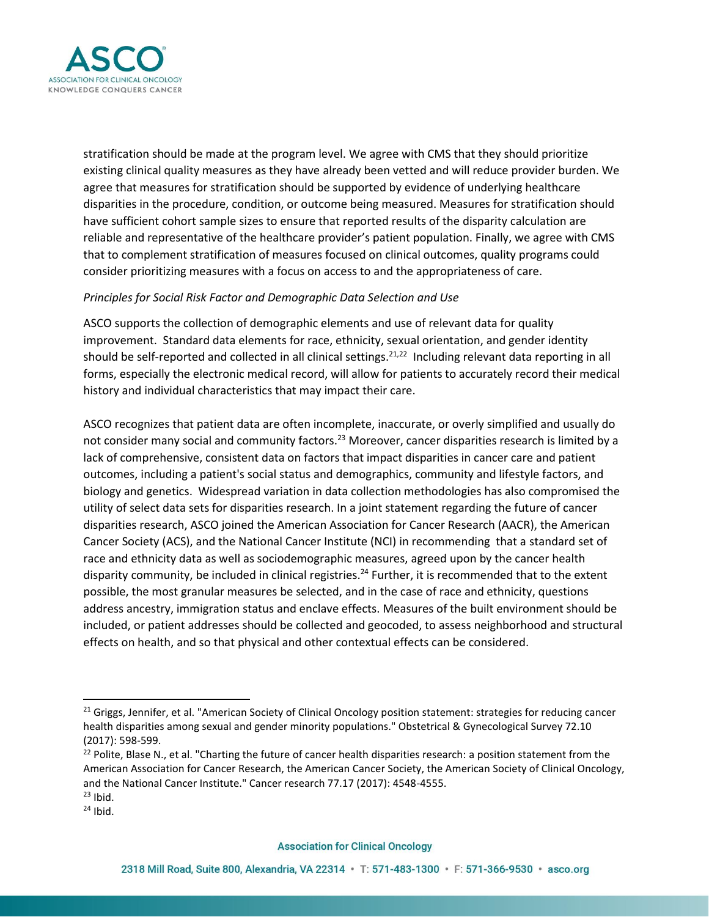stratification should be made at the program level. We agree with CMS that they should prioritize existing clinical quality measures as they have already been vetted and will reduce provider burden. We agree that measures for stratification should be supported by evidence of underlying healthcare disparities in the procedure, condition, or outcome being measured. Measures for stratification should have sufficient cohort sample sizes to ensure that reported results of the disparity calculation are reliable and representative of the healthcare provider's patient population. Finally, we agree with CMS that to complement stratification of measures focused on clinical outcomes, quality programs could consider prioritizing measures with a focus on access to and the appropriateness of care.

*Principles for Social Risk Factor and Demographic Data Selection and Use*

ASCO supports the collection of demographic elements and use of relevant data for quality improvement. Standard data elements for race, ethnicity, sexual orientation, and gender identity should be self-reported and collected in all clinical settings.[21,22] Including relevant data reporting in all forms, especially the electronic medical record, will allow for patients to accurately record their medical history and individual characteristics that may impact their care.

ASCO recognizes that patient data are often incomplete, inaccurate, or overly simplified and usually do not consider many social and community factors.[23] Moreover, cancer disparities research is limited by a lack of comprehensive, consistent data on factors that impact disparities in cancer care and patient outcomes, including a patient's social status and demographics, community and lifestyle factors, and biology and genetics. Widespread variation in data collection methodologies has also compromised the utility of select data sets for disparities research. In a joint statement regarding the future of cancer disparities research, ASCO joined the American Association for Cancer Research (AACR), the American Cancer Society (ACS), and the National Cancer Institute (NCI) in recommending that a standard set of race and ethnicity data as well as sociodemographic measures, agreed upon by the cancer health disparity community, be included in clinical registries.[24] Further, it is recommended that to the extent possible, the most granular measures be selected, and in the case of race and ethnicity, questions address ancestry, immigration status and enclave effects. Measures of the built environment should be included, or patient addresses should be collected and geocoded, to assess neighborhood and structural effects on health, and so that physical and other contextual effects can be considered.

---

[21] Griggs, Jennifer, et al. "American Society of Clinical Oncology position statement: strategies for reducing cancer health disparities among sexual and gender minority populations." Obstetrical & Gynecological Survey 72.10 (2017): 598-599.

[22] Polite, Blase N., et al. "Charting the future of cancer health disparities research: a position statement from the American Association for Cancer Research, the American Cancer Society, the American Society of Clinical Oncology, and the National Cancer Institute." Cancer research 77.17 (2017): 4548-4555.

[23] Ibid.

[24] Ibid.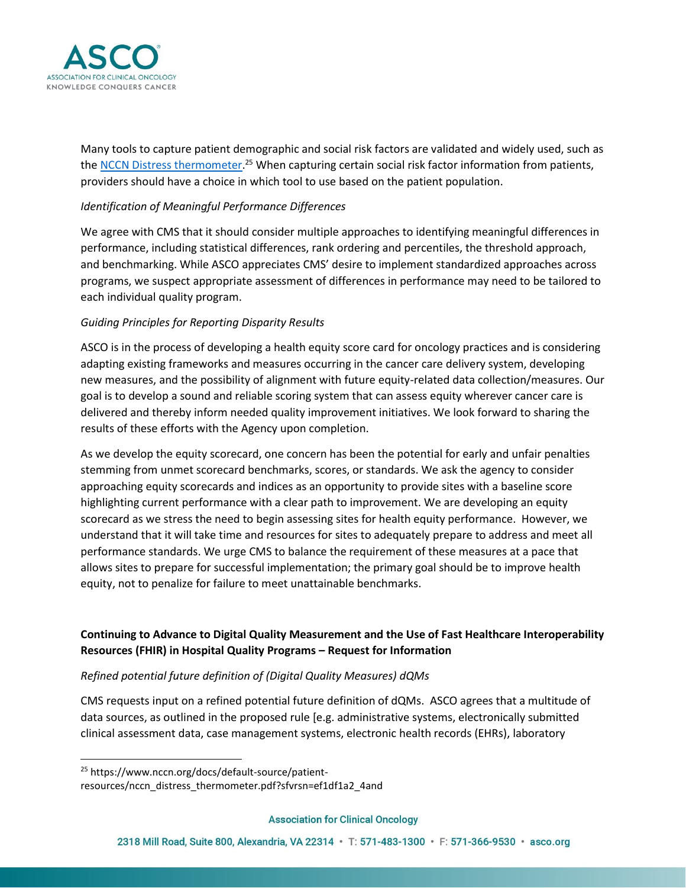Many tools to capture patient demographic and social risk factors are validated and widely used, such as the [NCCN Distress thermometer](https://www.nccn.org/docs/default-source/patient-resources/nccn_distress_thermometer.pdf?sfvrsn=ef1df1a2_4and).[25] When capturing certain social risk factor information from patients, providers should have a choice in which tool to use based on the patient population.

*Identification of Meaningful Performance Differences*

We agree with CMS that it should consider multiple approaches to identifying meaningful differences in performance, including statistical differences, rank ordering and percentiles, the threshold approach, and benchmarking. While ASCO appreciates CMS' desire to implement standardized approaches across programs, we suspect appropriate assessment of differences in performance may need to be tailored to each individual quality program.

*Guiding Principles for Reporting Disparity Results*

ASCO is in the process of developing a health equity score card for oncology practices and is considering adapting existing frameworks and measures occurring in the cancer care delivery system, developing new measures, and the possibility of alignment with future equity-related data collection/measures. Our goal is to develop a sound and reliable scoring system that can assess equity wherever cancer care is delivered and thereby inform needed quality improvement initiatives. We look forward to sharing the results of these efforts with the Agency upon completion.

As we develop the equity scorecard, one concern has been the potential for early and unfair penalties stemming from unmet scorecard benchmarks, scores, or standards. We ask the agency to consider approaching equity scorecards and indices as an opportunity to provide sites with a baseline score highlighting current performance with a clear path to improvement. We are developing an equity scorecard as we stress the need to begin assessing sites for health equity performance. However, we understand that it will take time and resources for sites to adequately prepare to address and meet all performance standards. We urge CMS to balance the requirement of these measures at a pace that allows sites to prepare for successful implementation; the primary goal should be to improve health equity, not to penalize for failure to meet unattainable benchmarks.

**Continuing to Advance to Digital Quality Measurement and the Use of Fast Healthcare Interoperability Resources (FHIR) in Hospital Quality Programs – Request for Information**

*Refined potential future definition of (Digital Quality Measures) dQMs*

CMS requests input on a refined potential future definition of dQMs. ASCO agrees that a multitude of data sources, as outlined in the proposed rule [e.g. administrative systems, electronically submitted clinical assessment data, case management systems, electronic health records (EHRs), laboratory

---

[25] https://www.nccn.org/docs/default-source/patient-resources/nccn_distress_thermometer.pdf?sfvrsn=ef1df1a2_4and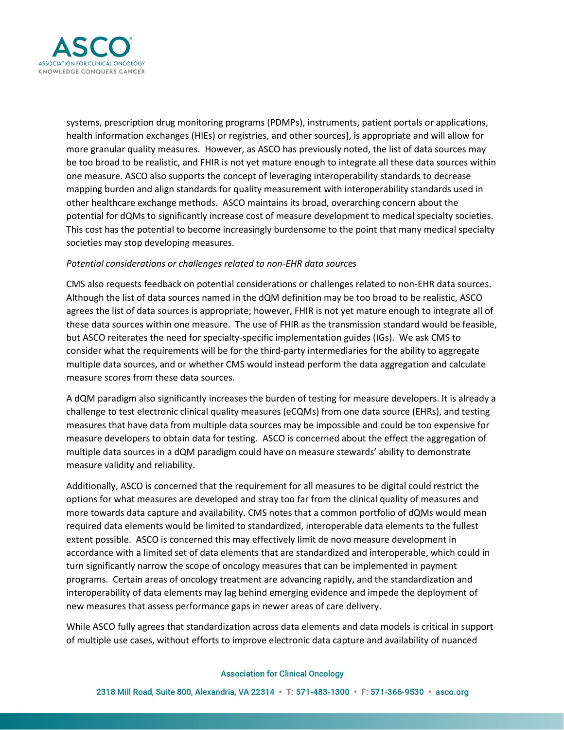systems, prescription drug monitoring programs (PDMPs), instruments, patient portals or applications, health information exchanges (HIEs) or registries, and other sources], is appropriate and will allow for more granular quality measures. However, as ASCO has previously noted, the list of data sources may be too broad to be realistic, and FHIR is not yet mature enough to integrate all these data sources within one measure. ASCO also supports the concept of leveraging interoperability standards to decrease mapping burden and align standards for quality measurement with interoperability standards used in other healthcare exchange methods. ASCO maintains its broad, overarching concern about the potential for dQMs to significantly increase cost of measure development to medical specialty societies. This cost has the potential to become increasingly burdensome to the point that many medical specialty societies may stop developing measures.

*Potential considerations or challenges related to non-EHR data sources*

CMS also requests feedback on potential considerations or challenges related to non-EHR data sources. Although the list of data sources named in the dQM definition may be too broad to be realistic, ASCO agrees the list of data sources is appropriate; however, FHIR is not yet mature enough to integrate all of these data sources within one measure. The use of FHIR as the transmission standard would be feasible, but ASCO reiterates the need for specialty-specific implementation guides (IGs). We ask CMS to consider what the requirements will be for the third-party intermediaries for the ability to aggregate multiple data sources, and or whether CMS would instead perform the data aggregation and calculate measure scores from these data sources.

A dQM paradigm also significantly increases the burden of testing for measure developers. It is already a challenge to test electronic clinical quality measures (eCQMs) from one data source (EHRs), and testing measures that have data from multiple data sources may be impossible and could be too expensive for measure developers to obtain data for testing. ASCO is concerned about the effect the aggregation of multiple data sources in a dQM paradigm could have on measure stewards' ability to demonstrate measure validity and reliability.

Additionally, ASCO is concerned that the requirement for all measures to be digital could restrict the options for what measures are developed and stray too far from the clinical quality of measures and more towards data capture and availability. CMS notes that a common portfolio of dQMs would mean required data elements would be limited to standardized, interoperable data elements to the fullest extent possible. ASCO is concerned this may effectively limit de novo measure development in accordance with a limited set of data elements that are standardized and interoperable, which could in turn significantly narrow the scope of oncology measures that can be implemented in payment programs. Certain areas of oncology treatment are advancing rapidly, and the standardization and interoperability of data elements may lag behind emerging evidence and impede the deployment of new measures that assess performance gaps in newer areas of care delivery.

While ASCO fully agrees that standardization across data elements and data models is critical in support of multiple use cases, without efforts to improve electronic data capture and availability of nuanced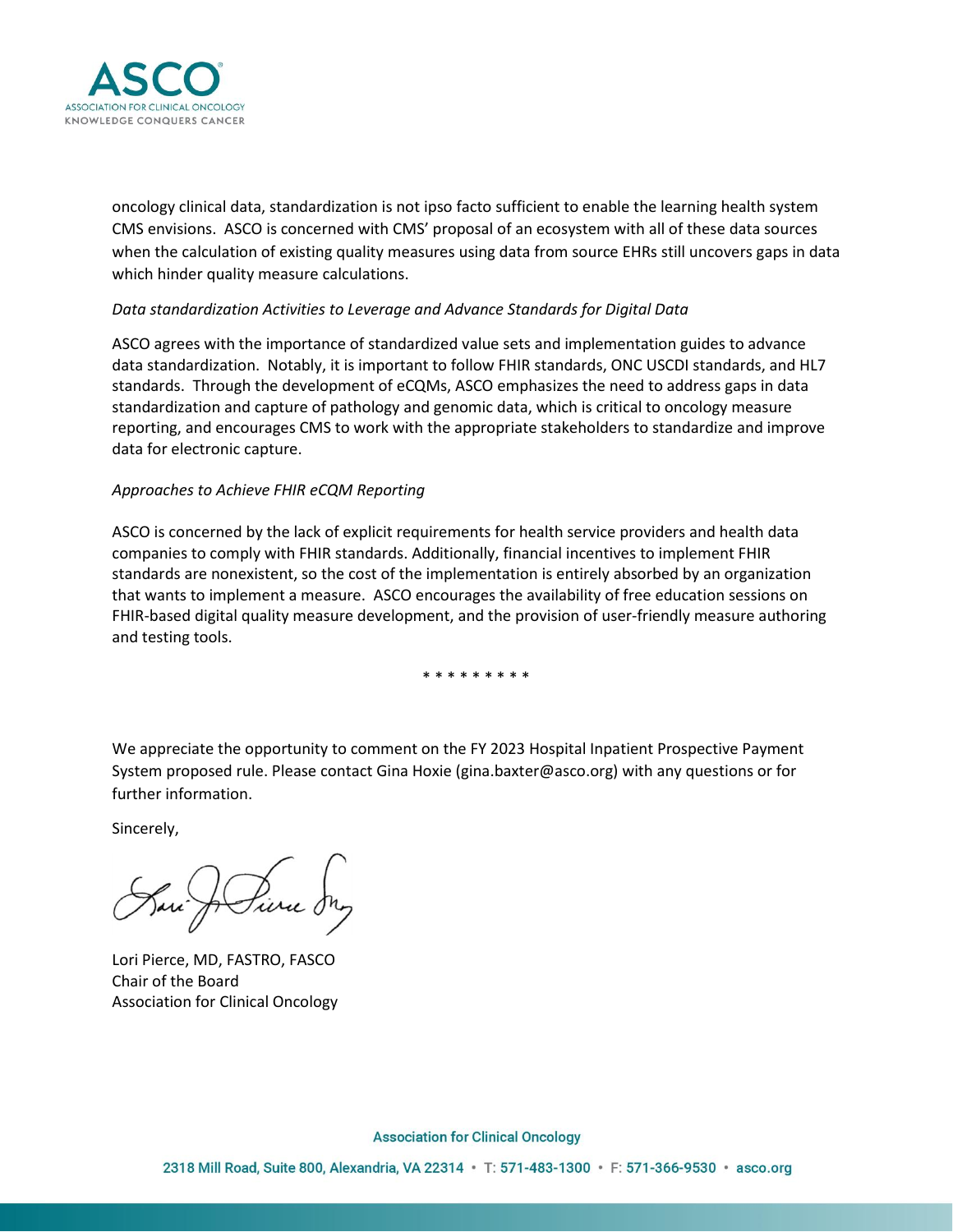oncology clinical data, standardization is not ipso facto sufficient to enable the learning health system CMS envisions. ASCO is concerned with CMS' proposal of an ecosystem with all of these data sources when the calculation of existing quality measures using data from source EHRs still uncovers gaps in data which hinder quality measure calculations.

*Data standardization Activities to Leverage and Advance Standards for Digital Data*

ASCO agrees with the importance of standardized value sets and implementation guides to advance data standardization. Notably, it is important to follow FHIR standards, ONC USCDI standards, and HL7 standards. Through the development of eCQMs, ASCO emphasizes the need to address gaps in data standardization and capture of pathology and genomic data, which is critical to oncology measure reporting, and encourages CMS to work with the appropriate stakeholders to standardize and improve data for electronic capture.

*Approaches to Achieve FHIR eCQM Reporting*

ASCO is concerned by the lack of explicit requirements for health service providers and health data companies to comply with FHIR standards. Additionally, financial incentives to implement FHIR standards are nonexistent, so the cost of the implementation is entirely absorbed by an organization that wants to implement a measure. ASCO encourages the availability of free education sessions on FHIR-based digital quality measure development, and the provision of user-friendly measure authoring and testing tools.

\* \* \* \* \* \* \* \* \*

We appreciate the opportunity to comment on the FY 2023 Hospital Inpatient Prospective Payment System proposed rule. Please contact Gina Hoxie (gina.baxter@asco.org) with any questions or for further information.

Sincerely,

Lori Pierce, MD, FASTRO, FASCO
Chair of the Board
Association for Clinical Oncology